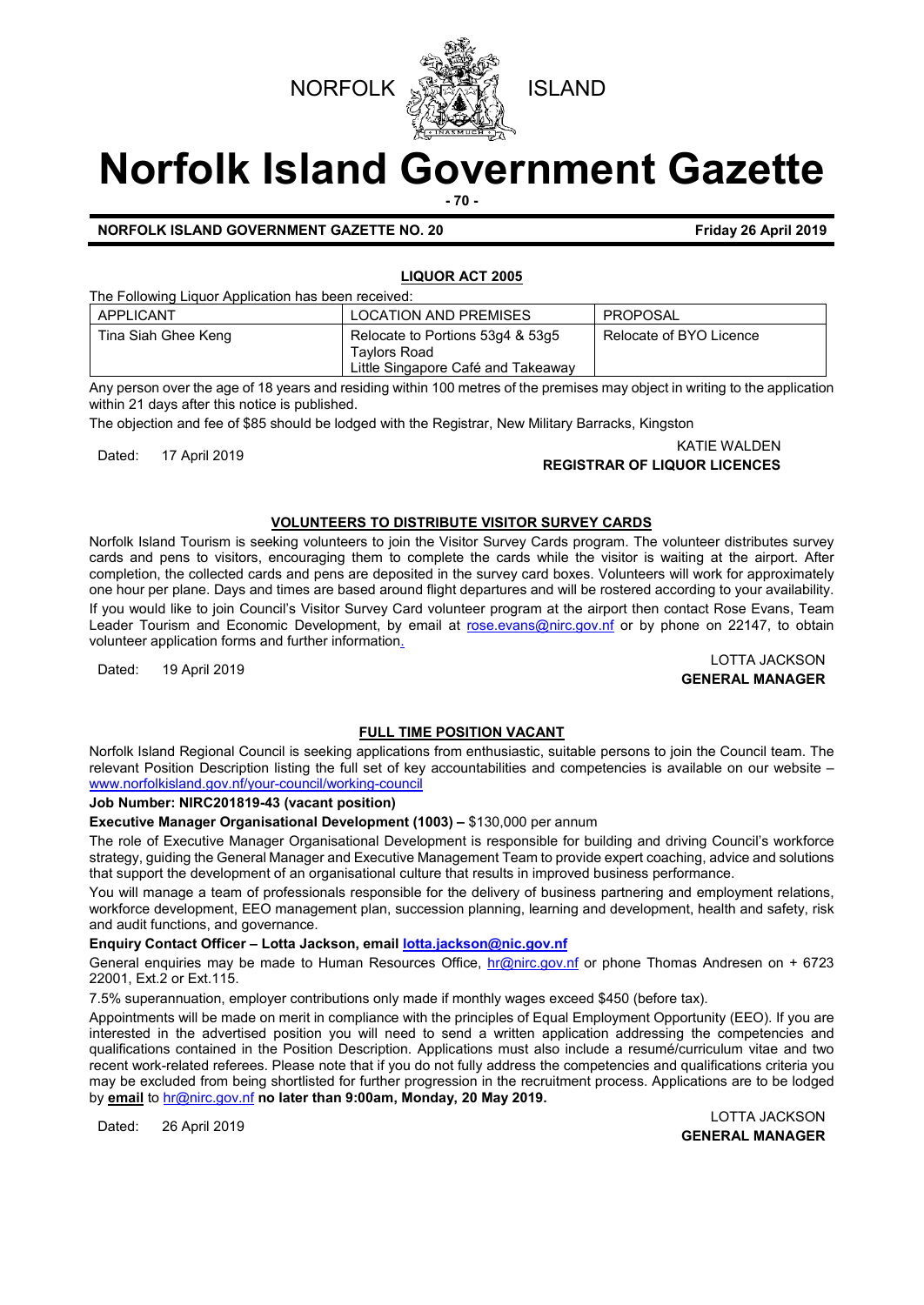NORFOLK ISLAND

# Norfolk Island Government Gazette

**NORFOLK ISLAND GOVERNMENT GAZETTE NO. 20** **Friday 26 April 2019**

## LIQUOR ACT 2005

The Following Liquor Application has been received:

| APPLICANT | LOCATION AND PREMISES | PROPOSAL |
|---|---|---|
| Tina Siah Ghee Keng | Relocate to Portions 53g4 & 53g5 Taylors Road Little Singapore Café and Takeaway | Relocate of BYO Licence |

Any person over the age of 18 years and residing within 100 metres of the premises may object in writing to the application within 21 days after this notice is published.

The objection and fee of $85 should be lodged with the Registrar, New Military Barracks, Kingston

Dated: 17 April 2019

KATIE WALDEN
**REGISTRAR OF LIQUOR LICENCES**

## VOLUNTEERS TO DISTRIBUTE VISITOR SURVEY CARDS

Norfolk Island Tourism is seeking volunteers to join the Visitor Survey Cards program. The volunteer distributes survey cards and pens to visitors, encouraging them to complete the cards while the visitor is waiting at the airport. After completion, the collected cards and pens are deposited in the survey card boxes. Volunteers will work for approximately one hour per plane. Days and times are based around flight departures and will be rostered according to your availability.

If you would like to join Council's Visitor Survey Card volunteer program at the airport then contact Rose Evans, Team Leader Tourism and Economic Development, by email at rose.evans@nirc.gov.nf or by phone on 22147, to obtain volunteer application forms and further information.

Dated: 19 April 2019

LOTTA JACKSON
**GENERAL MANAGER**

## FULL TIME POSITION VACANT

Norfolk Island Regional Council is seeking applications from enthusiastic, suitable persons to join the Council team. The relevant Position Description listing the full set of key accountabilities and competencies is available on our website – www.norfolkisland.gov.nf/your-council/working-council

**Job Number: NIRC201819-43 (vacant position)**

**Executive Manager Organisational Development (1003) –** $130,000 per annum

The role of Executive Manager Organisational Development is responsible for building and driving Council's workforce strategy, guiding the General Manager and Executive Management Team to provide expert coaching, advice and solutions that support the development of an organisational culture that results in improved business performance.

You will manage a team of professionals responsible for the delivery of business partnering and employment relations, workforce development, EEO management plan, succession planning, learning and development, health and safety, risk and audit functions, and governance.

**Enquiry Contact Officer – Lotta Jackson, email lotta.jackson@nic.gov.nf**

General enquiries may be made to Human Resources Office, hr@nirc.gov.nf or phone Thomas Andresen on + 6723 22001, Ext.2 or Ext.115.

7.5% superannuation, employer contributions only made if monthly wages exceed $450 (before tax).

Appointments will be made on merit in compliance with the principles of Equal Employment Opportunity (EEO). If you are interested in the advertised position you will need to send a written application addressing the competencies and qualifications contained in the Position Description. Applications must also include a resumé/curriculum vitae and two recent work-related referees. Please note that if you do not fully address the competencies and qualifications criteria you may be excluded from being shortlisted for further progression in the recruitment process. Applications are to be lodged by **email** to hr@nirc.gov.nf **no later than 9:00am, Monday, 20 May 2019.**

Dated: 26 April 2019

LOTTA JACKSON
**GENERAL MANAGER**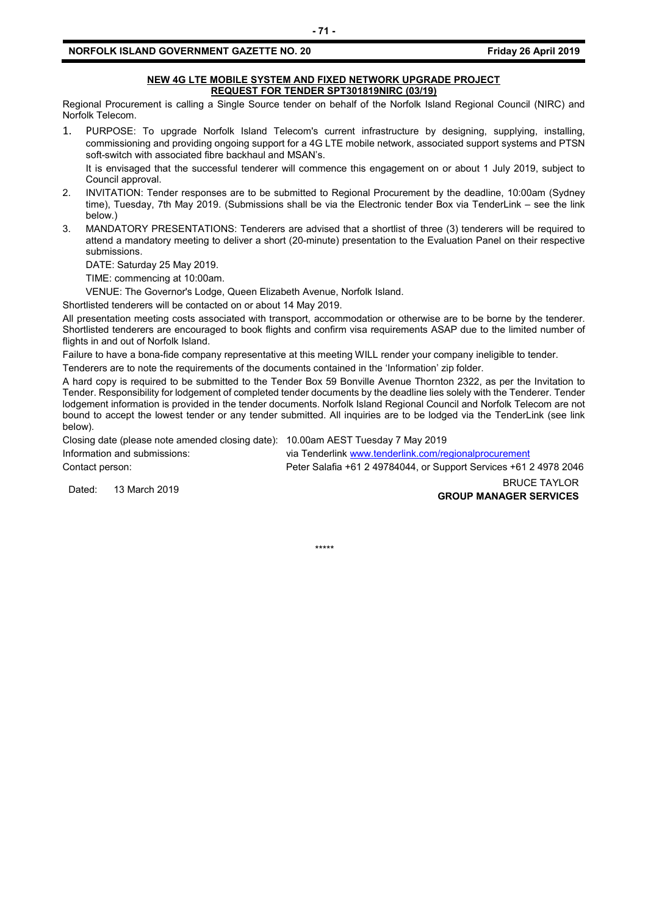## NEW 4G LTE MOBILE SYSTEM AND FIXED NETWORK UPGRADE PROJECT
## REQUEST FOR TENDER SPT301819NIRC (03/19)

Regional Procurement is calling a Single Source tender on behalf of the Norfolk Island Regional Council (NIRC) and Norfolk Telecom.

1. PURPOSE: To upgrade Norfolk Island Telecom's current infrastructure by designing, supplying, installing, commissioning and providing ongoing support for a 4G LTE mobile network, associated support systems and PTSN soft-switch with associated fibre backhaul and MSAN's.

   It is envisaged that the successful tenderer will commence this engagement on or about 1 July 2019, subject to Council approval.

2. INVITATION: Tender responses are to be submitted to Regional Procurement by the deadline, 10:00am (Sydney time), Tuesday, 7th May 2019. (Submissions shall be via the Electronic tender Box via TenderLink – see the link below.)

3. MANDATORY PRESENTATIONS: Tenderers are advised that a shortlist of three (3) tenderers will be required to attend a mandatory meeting to deliver a short (20-minute) presentation to the Evaluation Panel on their respective submissions.

   DATE: Saturday 25 May 2019.

   TIME: commencing at 10:00am.

   VENUE: The Governor's Lodge, Queen Elizabeth Avenue, Norfolk Island.

Shortlisted tenderers will be contacted on or about 14 May 2019.

All presentation meeting costs associated with transport, accommodation or otherwise are to be borne by the tenderer. Shortlisted tenderers are encouraged to book flights and confirm visa requirements ASAP due to the limited number of flights in and out of Norfolk Island.

Failure to have a bona-fide company representative at this meeting WILL render your company ineligible to tender.

Tenderers are to note the requirements of the documents contained in the 'Information' zip folder.

A hard copy is required to be submitted to the Tender Box 59 Bonville Avenue Thornton 2322, as per the Invitation to Tender. Responsibility for lodgement of completed tender documents by the deadline lies solely with the Tenderer. Tender lodgement information is provided in the tender documents. Norfolk Island Regional Council and Norfolk Telecom are not bound to accept the lowest tender or any tender submitted. All inquiries are to be lodged via the TenderLink (see link below).

| | |
|---|---|
| Closing date (please note amended closing date): | 10.00am AEST Tuesday 7 May 2019 |
| Information and submissions: | via Tenderlink www.tenderlink.com/regionalprocurement |
| Contact person: | Peter Salafia +61 2 49784044, or Support Services +61 2 4978 2046 |

Dated: 13 March 2019

BRUCE TAYLOR
**GROUP MANAGER SERVICES**

\*\*\*\*\*